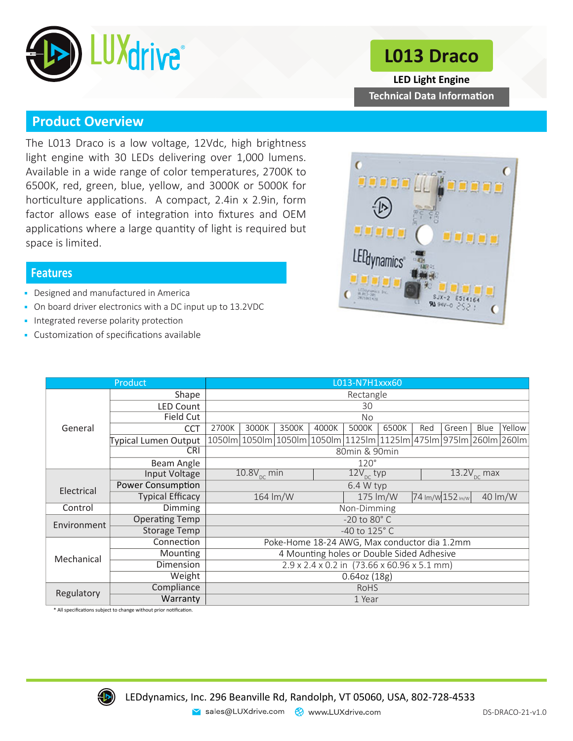# L013 Draco

**LED Light Engine**

**Technical Data Information**

## Product Overview

The L013 Draco is a low voltage, 12Vdc, high brightness light engine with 30 LEDs delivering over 1,000 lumens. Available in a wide range of color temperatures, 2700K to 6500K, red, green, blue, yellow, and 3000K or 5000K for horticulture applications. A compact, 2.4in x 2.9in, form factor allows ease of integration into fixtures and OEM applications where a large quantity of light is required but space is limited.

## Features

- Designed and manufactured in America
- On board driver electronics with a DC input up to 13.2VDC
- Integrated reverse polarity protection
- Customization of specifications available

| Product | | L013-N7H1xxx60 | | | | | | | | | |
|---|---|---|---|---|---|---|---|---|---|---|---|
| General | Shape | Rectangle | | | | | | | | | |
| | LED Count | 30 | | | | | | | | | |
| | Field Cut | No | | | | | | | | | |
| | CCT | 2700K | 3000K | 3500K | 4000K | 5000K | 6500K | Red | Green | Blue | Yellow |
| | Typical Lumen Output | 1050lm | 1050lm | 1050lm | 1050lm | 1125lm | 1125lm | 475lm | 975lm | 260lm | 260lm |
| | CRI | 80min & 90min | | | | | | | | | |
| | Beam Angle | 120° | | | | | | | | | |
| Electrical | Input Voltage | $10.8V_{DC}$ min | | | | $12V_{DC}$ typ | | | | $13.2V_{DC}$ max | |
| | Power Consumption | 6.4 W typ | | | | | | | | | |
| | Typical Efficacy | 164 lm/W | | | | 175 lm/W | | 74 lm/W | 152 lm/W | 40 lm/W | |
| Control | Dimming | Non-Dimming | | | | | | | | | |
| Environment | Operating Temp | -20 to 80° C | | | | | | | | | |
| | Storage Temp | -40 to 125° C | | | | | | | | | |
| Mechanical | Connection | Poke-Home 18-24 AWG, Max conductor dia 1.2mm | | | | | | | | | |
| | Mounting | 4 Mounting holes or Double Sided Adhesive | | | | | | | | | |
| | Dimension | 2.9 x 2.4 x 0.2 in (73.66 x 60.96 x 5.1 mm) | | | | | | | | | |
| | Weight | 0.64oz (18g) | | | | | | | | | |
| Regulatory | Compliance | RoHS | | | | | | | | | |
| | Warranty | 1 Year | | | | | | | | | |

* All specifications subject to change without prior notification.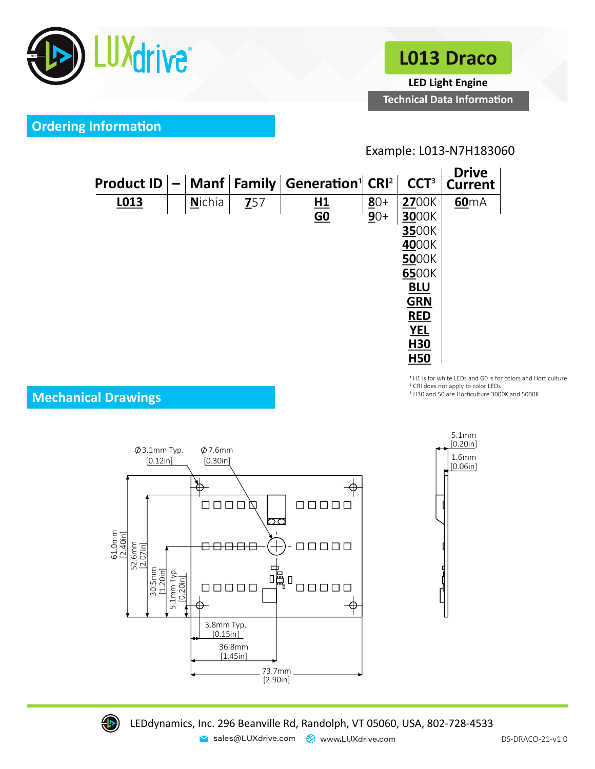# L013 Draco

**LED Light Engine**

**Technical Data Information**

## Ordering Information

Example: L013-N7H183060

| Product ID | – | Manf | Family | Generation[1] | CRI[2] | CCT[3] | Drive Current |
|---|---|---|---|---|---|---|---|
| **L013** | | **N**ichia | **7**57 | **H1** | **8**0+ | **27**00K | **60**mA |
| | | | | **G0** | **9**0+ | **30**00K | |
| | | | | | | **35**00K | |
| | | | | | | **40**00K | |
| | | | | | | **50**00K | |
| | | | | | | **65**00K | |
| | | | | | | **BLU** | |
| | | | | | | **GRN** | |
| | | | | | | **RED** | |
| | | | | | | **YEL** | |
| | | | | | | **H30** | |
| | | | | | | **H50** | |

[1] H1 is for white LEDs and G0 is for colors and Horticulture
[2] CRI does not apply to color LEDs
[3] H30 and 50 are Horticulture 3000K and 5000K

## Mechanical Drawings

Ø3.1mm Typ. [0.12in]
Ø7.6mm [0.30in]
61.0mm [2.40in]
52.6mm [2.07in]
30.5mm [1.20in]
5.1mm Typ. [0.20in]
3.8mm Typ. [0.15in]
36.8mm [1.45in]
73.7mm [2.90in]
5.1mm [0.20in]
1.6mm [0.06in]

LEDdynamics, Inc. 296 Beanville Rd, Randolph, VT 05060, USA, 802-728-4533
sales@LUXdrive.com www.LUXdrive.com DS-DRACO-21-v1.0